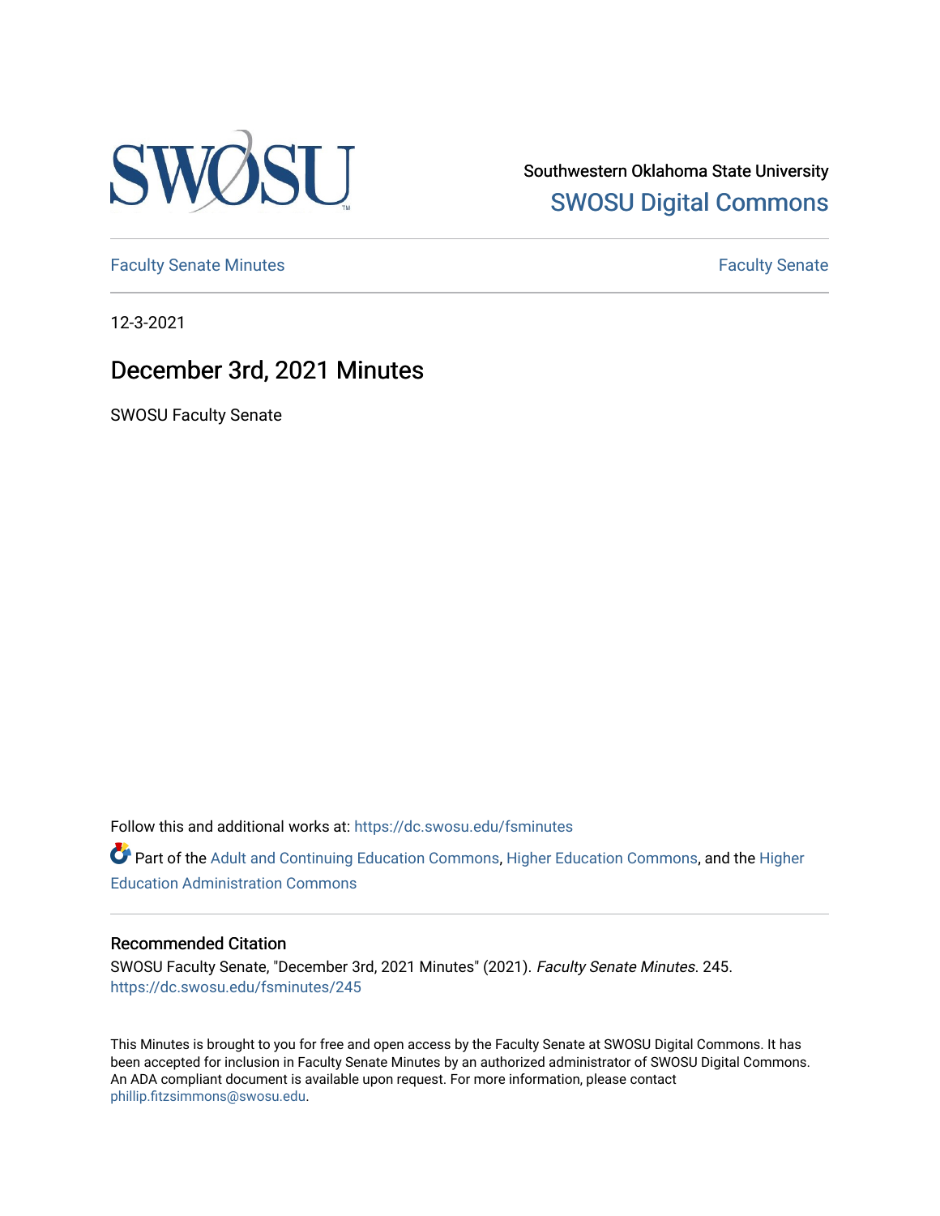Southwestern Oklahoma State University
SWOSU Digital Commons

Faculty Senate Minutes | Faculty Senate

12-3-2021

# December 3rd, 2021 Minutes

SWOSU Faculty Senate

Follow this and additional works at: https://dc.swosu.edu/fsminutes

Part of the Adult and Continuing Education Commons, Higher Education Commons, and the Higher Education Administration Commons

## Recommended Citation

SWOSU Faculty Senate, "December 3rd, 2021 Minutes" (2021). *Faculty Senate Minutes*. 245.
https://dc.swosu.edu/fsminutes/245

This Minutes is brought to you for free and open access by the Faculty Senate at SWOSU Digital Commons. It has been accepted for inclusion in Faculty Senate Minutes by an authorized administrator of SWOSU Digital Commons. An ADA compliant document is available upon request. For more information, please contact phillip.fitzsimmons@swosu.edu.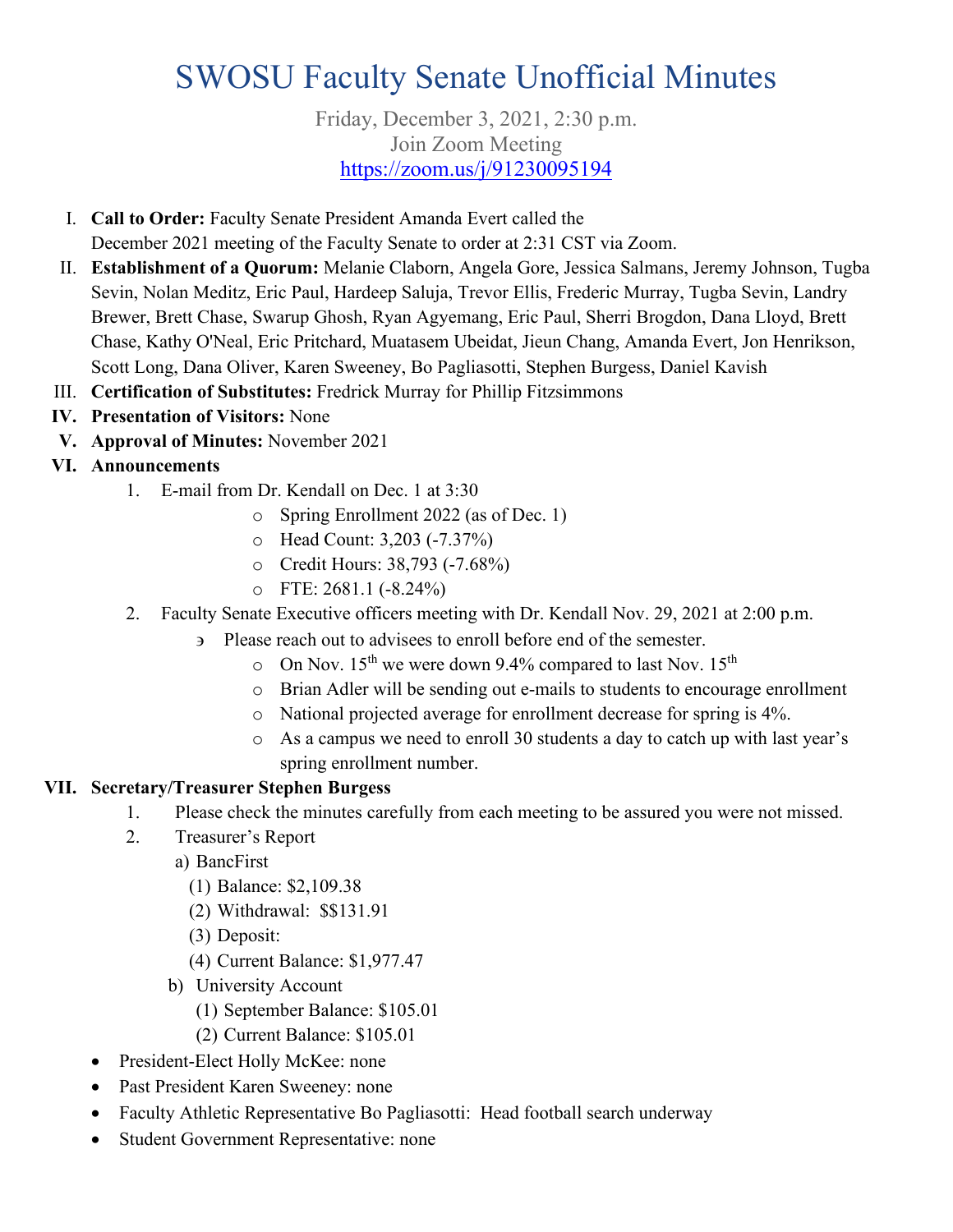# SWOSU Faculty Senate Unofficial Minutes

Friday, December 3, 2021, 2:30 p.m.
Join Zoom Meeting
https://zoom.us/j/91230095194

I. **Call to Order:** Faculty Senate President Amanda Evert called the December 2021 meeting of the Faculty Senate to order at 2:31 CST via Zoom.

II. **Establishment of a Quorum:** Melanie Claborn, Angela Gore, Jessica Salmans, Jeremy Johnson, Tugba Sevin, Nolan Meditz, Eric Paul, Hardeep Saluja, Trevor Ellis, Frederic Murray, Tugba Sevin, Landry Brewer, Brett Chase, Swarup Ghosh, Ryan Agyemang, Eric Paul, Sherri Brogdon, Dana Lloyd, Brett Chase, Kathy O'Neal, Eric Pritchard, Muatasem Ubeidat, Jieun Chang, Amanda Evert, Jon Henrikson, Scott Long, Dana Oliver, Karen Sweeney, Bo Pagliasotti, Stephen Burgess, Daniel Kavish

III. **Certification of Substitutes:** Fredrick Murray for Phillip Fitzsimmons

**IV. Presentation of Visitors:** None

**V. Approval of Minutes:** November 2021

**VI. Announcements**

1. E-mail from Dr. Kendall on Dec. 1 at 3:30
   - Spring Enrollment 2022 (as of Dec. 1)
   - Head Count: 3,203 (-7.37%)
   - Credit Hours: 38,793 (-7.68%)
   - FTE: 2681.1 (-8.24%)
2. Faculty Senate Executive officers meeting with Dr. Kendall Nov. 29, 2021 at 2:00 p.m.
   - Please reach out to advisees to enroll before end of the semester.
     - On Nov. 15th we were down 9.4% compared to last Nov. 15th
     - Brian Adler will be sending out e-mails to students to encourage enrollment
     - National projected average for enrollment decrease for spring is 4%.
     - As a campus we need to enroll 30 students a day to catch up with last year's spring enrollment number.

**VII. Secretary/Treasurer Stephen Burgess**

1. Please check the minutes carefully from each meeting to be assured you were not missed.
2. Treasurer's Report
   a) BancFirst
      (1) Balance: $2,109.38
      (2) Withdrawal: $$131.91
      (3) Deposit:
      (4) Current Balance: $1,977.47
   b) University Account
      (1) September Balance: $105.01
      (2) Current Balance: $105.01

- President-Elect Holly McKee: none
- Past President Karen Sweeney: none
- Faculty Athletic Representative Bo Pagliasotti: Head football search underway
- Student Government Representative: none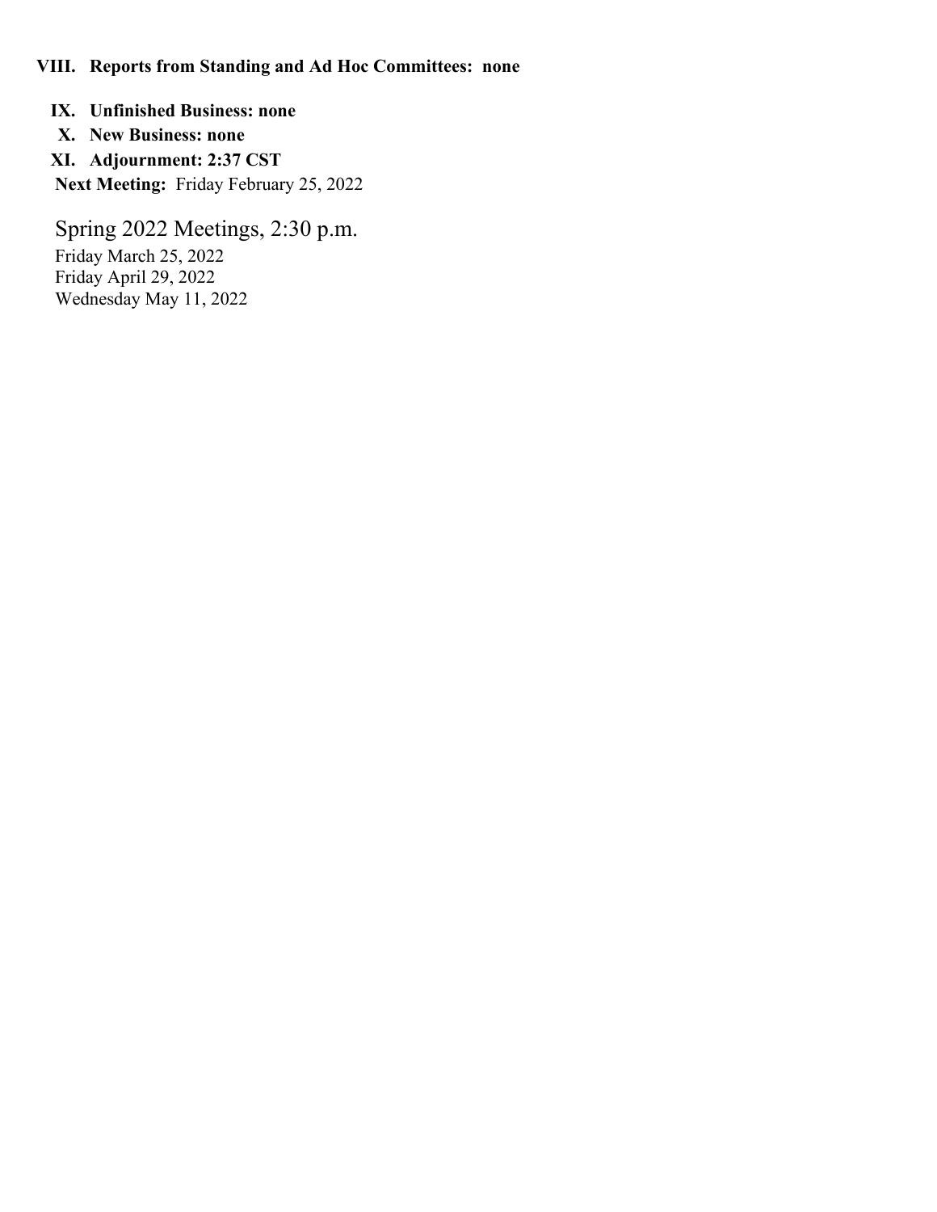**VIII. Reports from Standing and Ad Hoc Committees: none**

**IX. Unfinished Business: none**

**X. New Business: none**

**XI. Adjournment: 2:37 CST**

**Next Meeting:** Friday February 25, 2022

Spring 2022 Meetings, 2:30 p.m.

Friday March 25, 2022  
Friday April 29, 2022  
Wednesday May 11, 2022